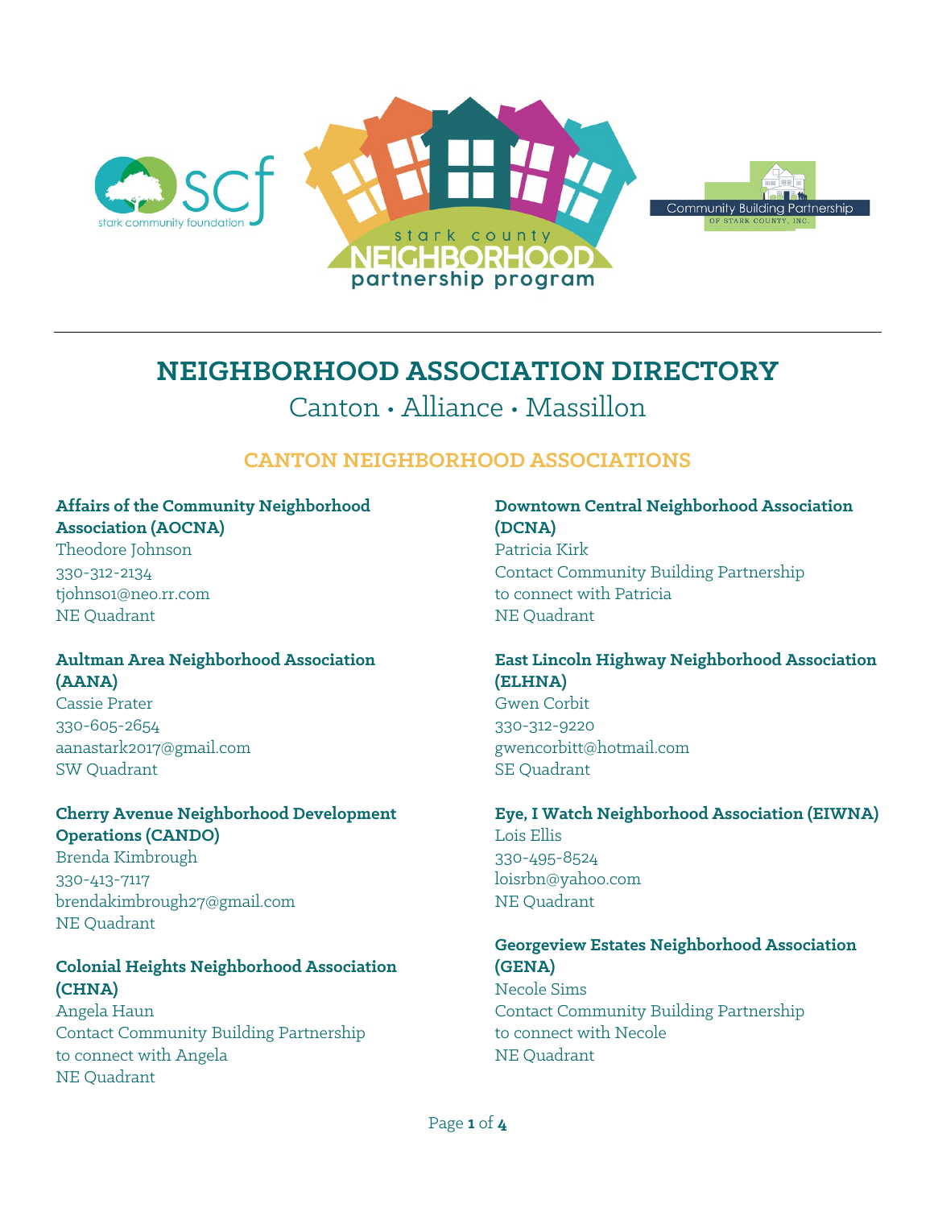# NEIGHBORHOOD ASSOCIATION DIRECTORY

Canton • Alliance • Massillon

## CANTON NEIGHBORHOOD ASSOCIATIONS

**Affairs of the Community Neighborhood Association (AOCNA)**
Theodore Johnson
330-312-2134
tjohns01@neo.rr.com
NE Quadrant

**Aultman Area Neighborhood Association (AANA)**
Cassie Prater
330-605-2654
aanastark2017@gmail.com
SW Quadrant

**Cherry Avenue Neighborhood Development Operations (CANDO)**
Brenda Kimbrough
330-413-7117
brendakimbrough27@gmail.com
NE Quadrant

**Colonial Heights Neighborhood Association (CHNA)**
Angela Haun
Contact Community Building Partnership to connect with Angela
NE Quadrant

**Downtown Central Neighborhood Association (DCNA)**
Patricia Kirk
Contact Community Building Partnership to connect with Patricia
NE Quadrant

**East Lincoln Highway Neighborhood Association (ELHNA)**
Gwen Corbit
330-312-9220
gwencorbitt@hotmail.com
SE Quadrant

**Eye, I Watch Neighborhood Association (EIWNA)**
Lois Ellis
330-495-8524
loisrbn@yahoo.com
NE Quadrant

**Georgeview Estates Neighborhood Association (GENA)**
Necole Sims
Contact Community Building Partnership to connect with Necole
NE Quadrant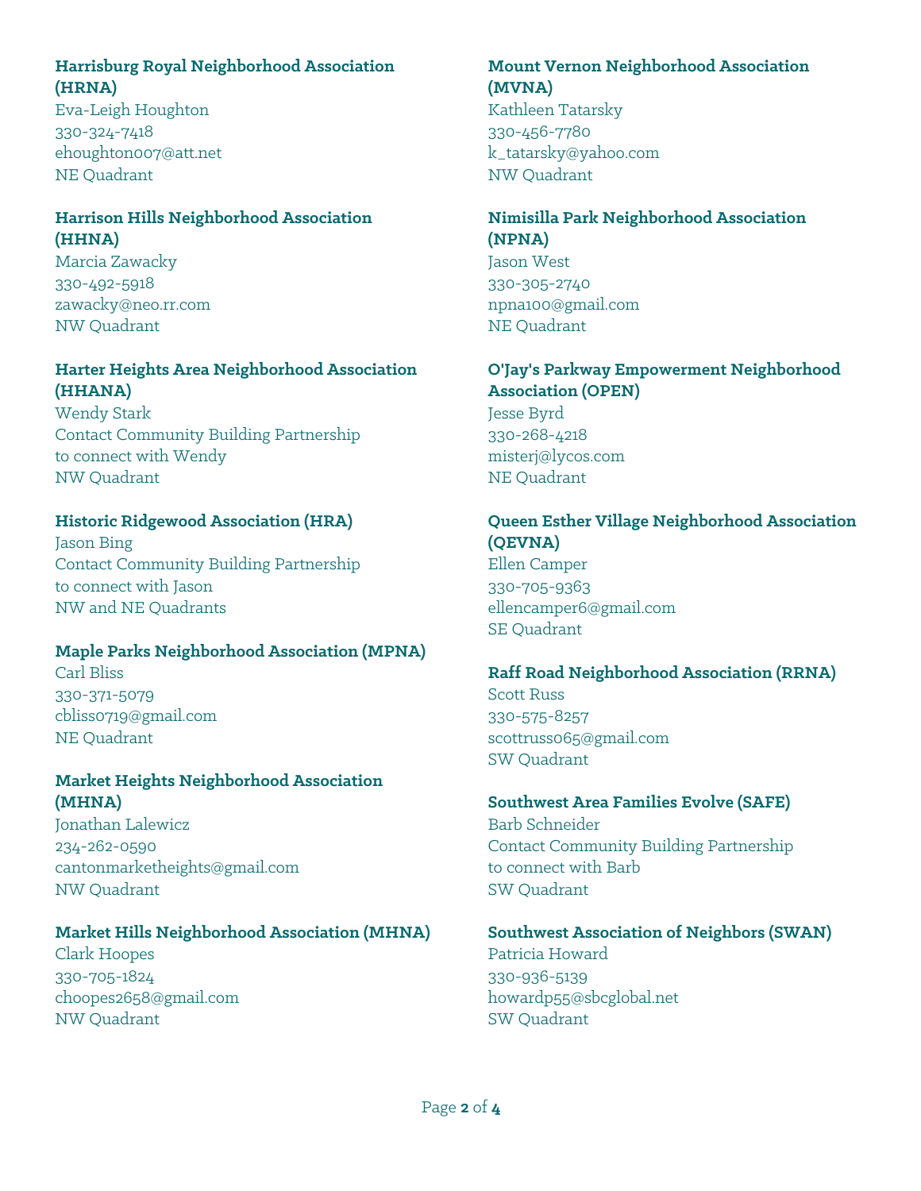**Harrisburg Royal Neighborhood Association (HRNA)**
Eva-Leigh Houghton
330-324-7418
ehoughton007@att.net
NE Quadrant

**Harrison Hills Neighborhood Association (HHNA)**
Marcia Zawacky
330-492-5918
zawacky@neo.rr.com
NW Quadrant

**Harter Heights Area Neighborhood Association (HHANA)**
Wendy Stark
Contact Community Building Partnership to connect with Wendy
NW Quadrant

**Historic Ridgewood Association (HRA)**
Jason Bing
Contact Community Building Partnership to connect with Jason
NW and NE Quadrants

**Maple Parks Neighborhood Association (MPNA)**
Carl Bliss
330-371-5079
cbliss0719@gmail.com
NE Quadrant

**Market Heights Neighborhood Association (MHNA)**
Jonathan Lalewicz
234-262-0590
cantonmarketheights@gmail.com
NW Quadrant

**Market Hills Neighborhood Association (MHNA)**
Clark Hoopes
330-705-1824
choopes2658@gmail.com
NW Quadrant

**Mount Vernon Neighborhood Association (MVNA)**
Kathleen Tatarsky
330-456-7780
k_tatarsky@yahoo.com
NW Quadrant

**Nimisilla Park Neighborhood Association (NPNA)**
Jason West
330-305-2740
npna100@gmail.com
NE Quadrant

**O'Jay's Parkway Empowerment Neighborhood Association (OPEN)**
Jesse Byrd
330-268-4218
misterj@lycos.com
NE Quadrant

**Queen Esther Village Neighborhood Association (QEVNA)**
Ellen Camper
330-705-9363
ellencamper6@gmail.com
SE Quadrant

**Raff Road Neighborhood Association (RRNA)**
Scott Russ
330-575-8257
scottruss065@gmail.com
SW Quadrant

**Southwest Area Families Evolve (SAFE)**
Barb Schneider
Contact Community Building Partnership to connect with Barb
SW Quadrant

**Southwest Association of Neighbors (SWAN)**
Patricia Howard
330-936-5139
howardp55@sbcglobal.net
SW Quadrant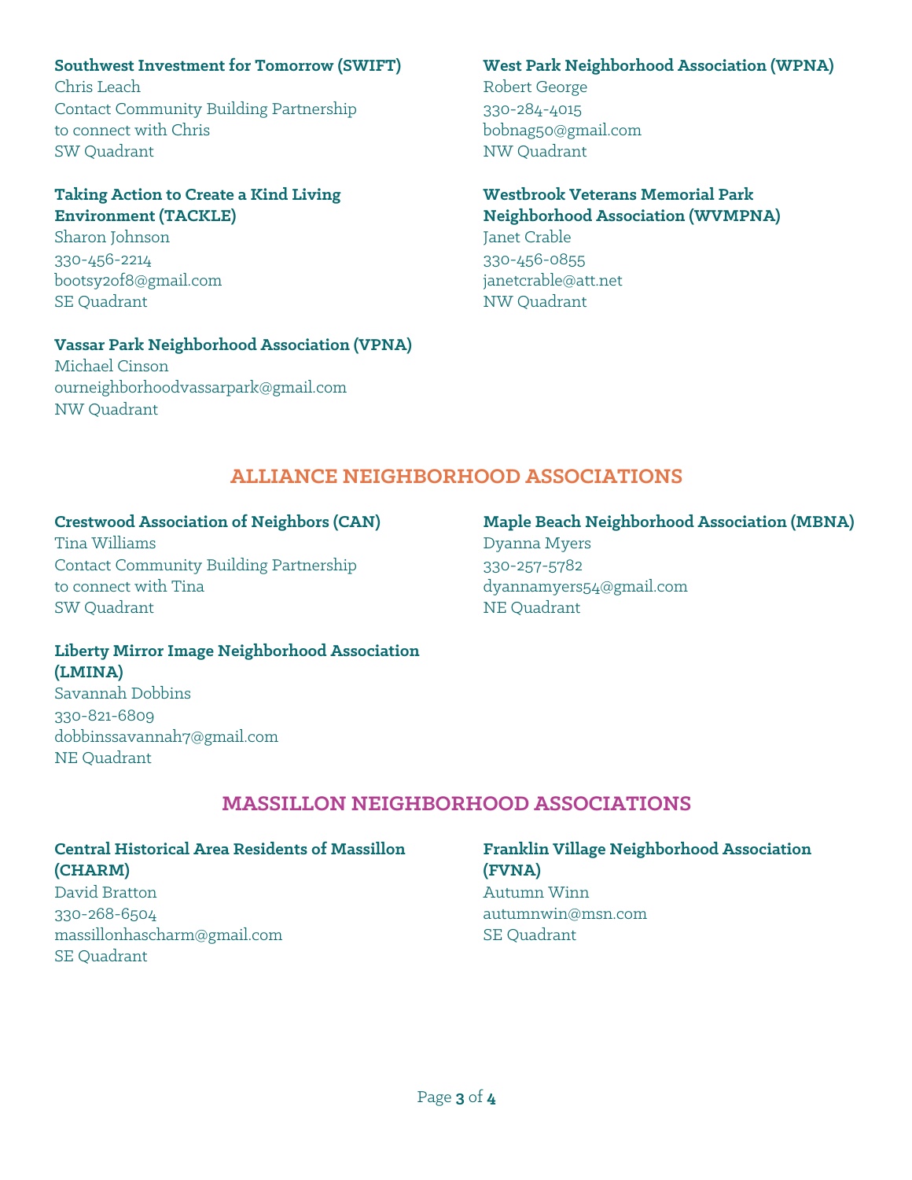**Southwest Investment for Tomorrow (SWIFT)**
Chris Leach
Contact Community Building Partnership to connect with Chris
SW Quadrant

**Taking Action to Create a Kind Living Environment (TACKLE)**
Sharon Johnson
330-456-2214
bootsy2of8@gmail.com
SE Quadrant

**Vassar Park Neighborhood Association (VPNA)**
Michael Cinson
ourneighborhoodvassarpark@gmail.com
NW Quadrant

**West Park Neighborhood Association (WPNA)**
Robert George
330-284-4015
bobnag50@gmail.com
NW Quadrant

**Westbrook Veterans Memorial Park Neighborhood Association (WVMPNA)**
Janet Crable
330-456-0855
janetcrable@att.net
NW Quadrant

## ALLIANCE NEIGHBORHOOD ASSOCIATIONS

**Crestwood Association of Neighbors (CAN)**
Tina Williams
Contact Community Building Partnership to connect with Tina
SW Quadrant

**Liberty Mirror Image Neighborhood Association (LMINA)**
Savannah Dobbins
330-821-6809
dobbinssavannah7@gmail.com
NE Quadrant

**Maple Beach Neighborhood Association (MBNA)**
Dyanna Myers
330-257-5782
dyannamyers54@gmail.com
NE Quadrant

## MASSILLON NEIGHBORHOOD ASSOCIATIONS

**Central Historical Area Residents of Massillon (CHARM)**
David Bratton
330-268-6504
massillonhascharm@gmail.com
SE Quadrant

**Franklin Village Neighborhood Association (FVNA)**
Autumn Winn
autumnwin@msn.com
SE Quadrant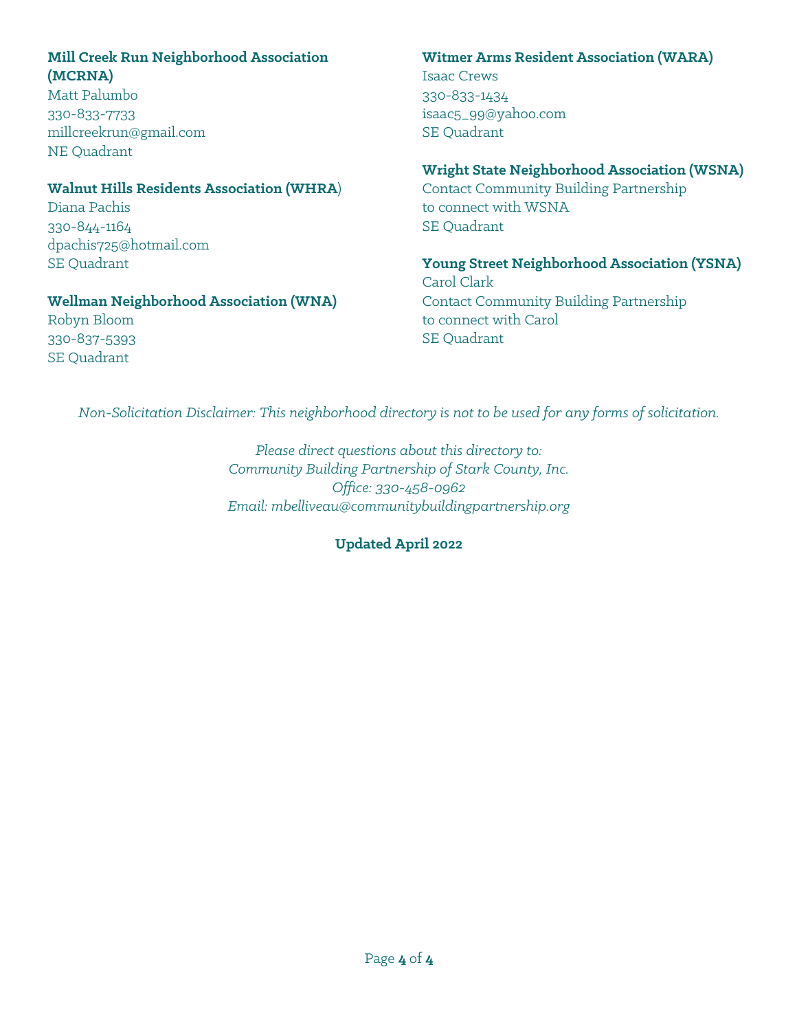**Mill Creek Run Neighborhood Association (MCRNA)**
Matt Palumbo
330-833-7733
millcreekrun@gmail.com
NE Quadrant

**Walnut Hills Residents Association (WHRA)**
Diana Pachis
330-844-1164
dpachis725@hotmail.com
SE Quadrant

**Wellman Neighborhood Association (WNA)**
Robyn Bloom
330-837-5393
SE Quadrant

**Witmer Arms Resident Association (WARA)**
Isaac Crews
330-833-1434
isaac5_99@yahoo.com
SE Quadrant

**Wright State Neighborhood Association (WSNA)**
Contact Community Building Partnership
to connect with WSNA
SE Quadrant

**Young Street Neighborhood Association (YSNA)**
Carol Clark
Contact Community Building Partnership
to connect with Carol
SE Quadrant

*Non-Solicitation Disclaimer: This neighborhood directory is not to be used for any forms of solicitation.*

*Please direct questions about this directory to:*
*Community Building Partnership of Stark County, Inc.*
*Office: 330-458-0962*
*Email: mbelliveau@communitybuildingpartnership.org*

**Updated April 2022**